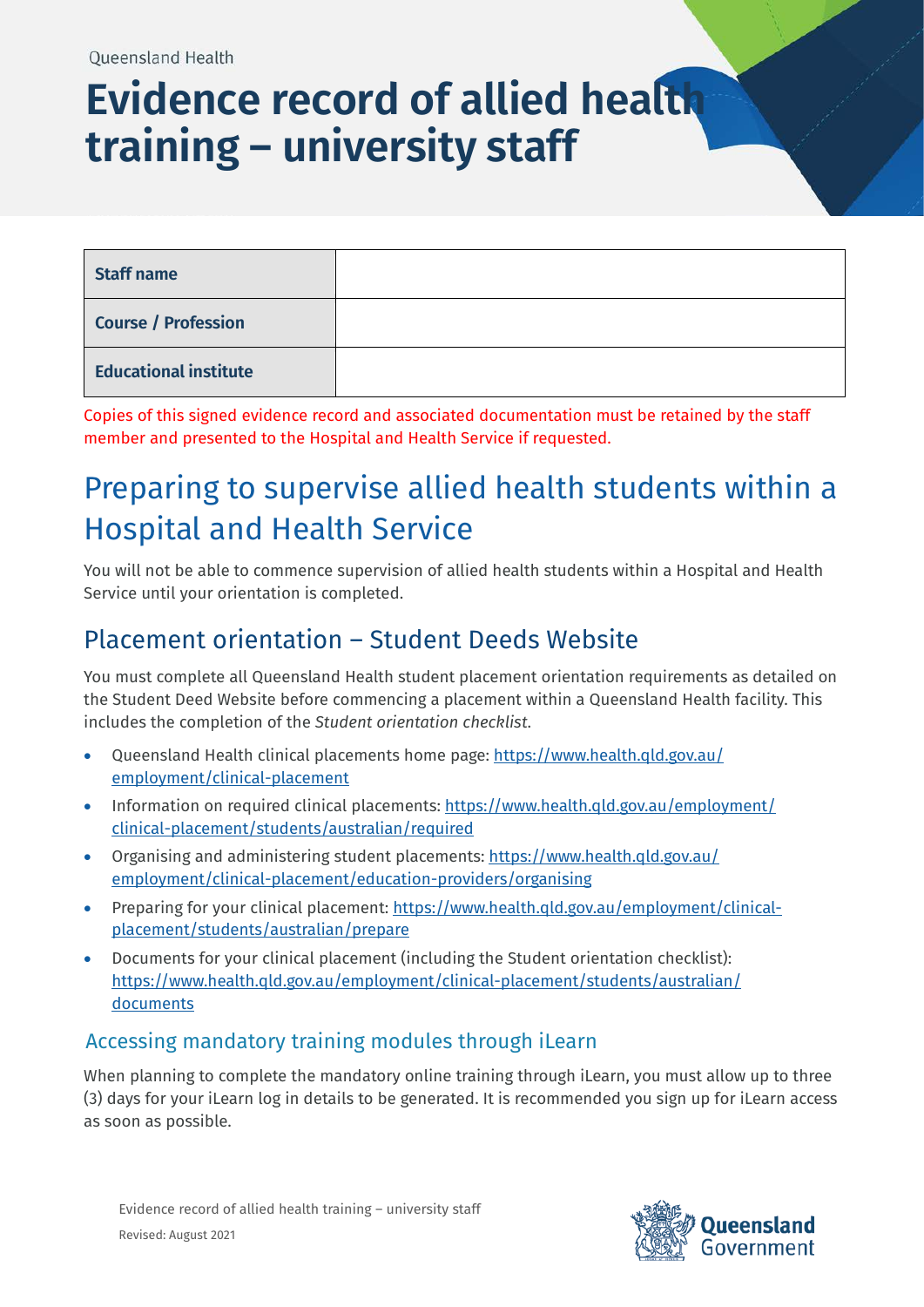Queensland Health

# Evidence record of allied health training – university staff

| Staff name | |
|---|---|
| Course / Profession | |
| Educational institute | |

Copies of this signed evidence record and associated documentation must be retained by the staff member and presented to the Hospital and Health Service if requested.

## Preparing to supervise allied health students within a Hospital and Health Service

You will not be able to commence supervision of allied health students within a Hospital and Health Service until your orientation is completed.

### Placement orientation – Student Deeds Website

You must complete all Queensland Health student placement orientation requirements as detailed on the Student Deed Website before commencing a placement within a Queensland Health facility. This includes the completion of the *Student orientation checklist*.

- Queensland Health clinical placements home page: https://www.health.qld.gov.au/employment/clinical-placement
- Information on required clinical placements: https://www.health.qld.gov.au/employment/clinical-placement/students/australian/required
- Organising and administering student placements: https://www.health.qld.gov.au/employment/clinical-placement/education-providers/organising
- Preparing for your clinical placement: https://www.health.qld.gov.au/employment/clinical-placement/students/australian/prepare
- Documents for your clinical placement (including the Student orientation checklist): https://www.health.qld.gov.au/employment/clinical-placement/students/australian/documents

#### Accessing mandatory training modules through iLearn

When planning to complete the mandatory online training through iLearn, you must allow up to three (3) days for your iLearn log in details to be generated. It is recommended you sign up for iLearn access as soon as possible.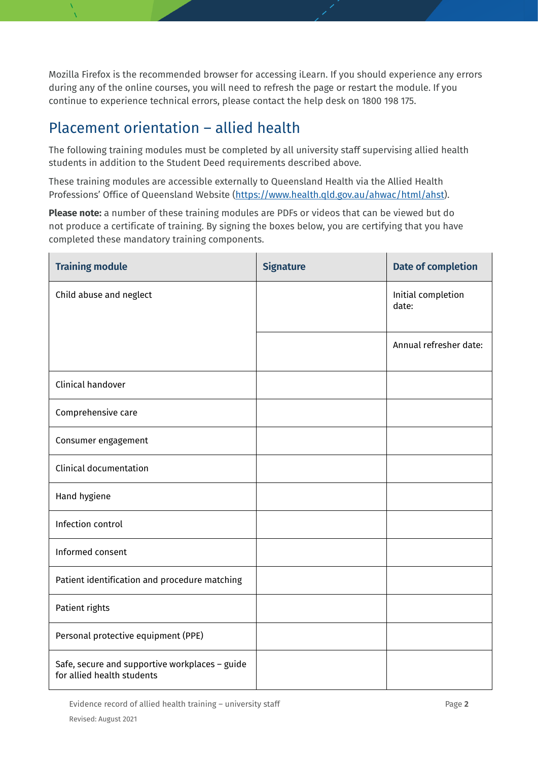Mozilla Firefox is the recommended browser for accessing iLearn. If you should experience any errors during any of the online courses, you will need to refresh the page or restart the module. If you continue to experience technical errors, please contact the help desk on 1800 198 175.

## Placement orientation – allied health

The following training modules must be completed by all university staff supervising allied health students in addition to the Student Deed requirements described above.

These training modules are accessible externally to Queensland Health via the Allied Health Professions' Office of Queensland Website (https://www.health.qld.gov.au/ahwac/html/ahst).

**Please note:** a number of these training modules are PDFs or videos that can be viewed but do not produce a certificate of training. By signing the boxes below, you are certifying that you have completed these mandatory training components.

| Training module | Signature | Date of completion |
|---|---|---|
| Child abuse and neglect | | Initial completion date: |
| | | Annual refresher date: |
| Clinical handover | | |
| Comprehensive care | | |
| Consumer engagement | | |
| Clinical documentation | | |
| Hand hygiene | | |
| Infection control | | |
| Informed consent | | |
| Patient identification and procedure matching | | |
| Patient rights | | |
| Personal protective equipment (PPE) | | |
| Safe, secure and supportive workplaces – guide for allied health students | | |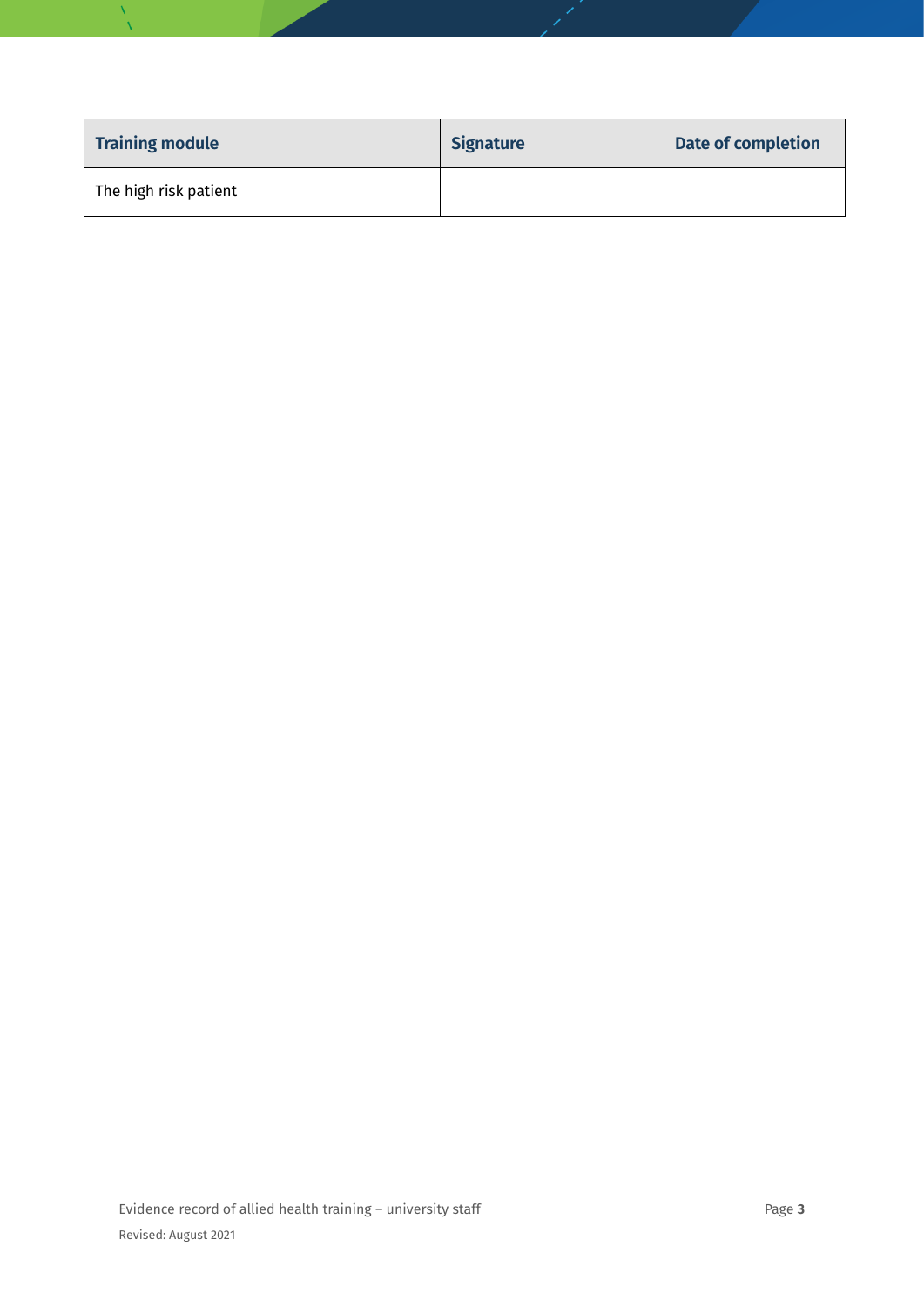| Training module | Signature | Date of completion |
|---|---|---|
| The high risk patient | | |